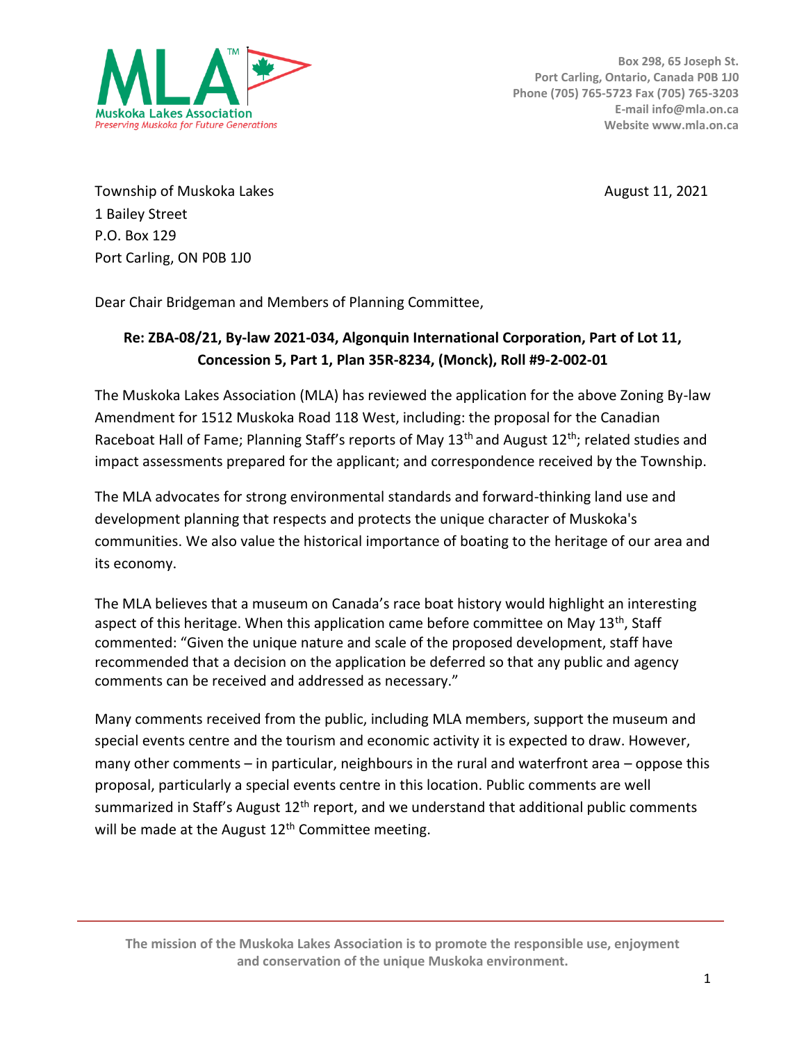**Muskoka Lakes Association**
*Preserving Muskoka for Future Generations*

**Box 298, 65 Joseph St.**
**Port Carling, Ontario, Canada P0B 1J0**
**Phone (705) 765-5723 Fax (705) 765-3203**
**E-mail info@mla.on.ca**
**Website www.mla.on.ca**

Township of Muskoka Lakes
1 Bailey Street
P.O. Box 129
Port Carling, ON P0B 1J0

August 11, 2021

Dear Chair Bridgeman and Members of Planning Committee,

**Re: ZBA-08/21, By-law 2021-034, Algonquin International Corporation, Part of Lot 11, Concession 5, Part 1, Plan 35R-8234, (Monck), Roll #9-2-002-01**

The Muskoka Lakes Association (MLA) has reviewed the application for the above Zoning By-law Amendment for 1512 Muskoka Road 118 West, including: the proposal for the Canadian Raceboat Hall of Fame; Planning Staff's reports of May 13th and August 12th; related studies and impact assessments prepared for the applicant; and correspondence received by the Township.

The MLA advocates for strong environmental standards and forward-thinking land use and development planning that respects and protects the unique character of Muskoka's communities. We also value the historical importance of boating to the heritage of our area and its economy.

The MLA believes that a museum on Canada's race boat history would highlight an interesting aspect of this heritage. When this application came before committee on May 13th, Staff commented: "Given the unique nature and scale of the proposed development, staff have recommended that a decision on the application be deferred so that any public and agency comments can be received and addressed as necessary."

Many comments received from the public, including MLA members, support the museum and special events centre and the tourism and economic activity it is expected to draw. However, many other comments – in particular, neighbours in the rural and waterfront area – oppose this proposal, particularly a special events centre in this location. Public comments are well summarized in Staff's August 12th report, and we understand that additional public comments will be made at the August 12th Committee meeting.

**The mission of the Muskoka Lakes Association is to promote the responsible use, enjoyment and conservation of the unique Muskoka environment.**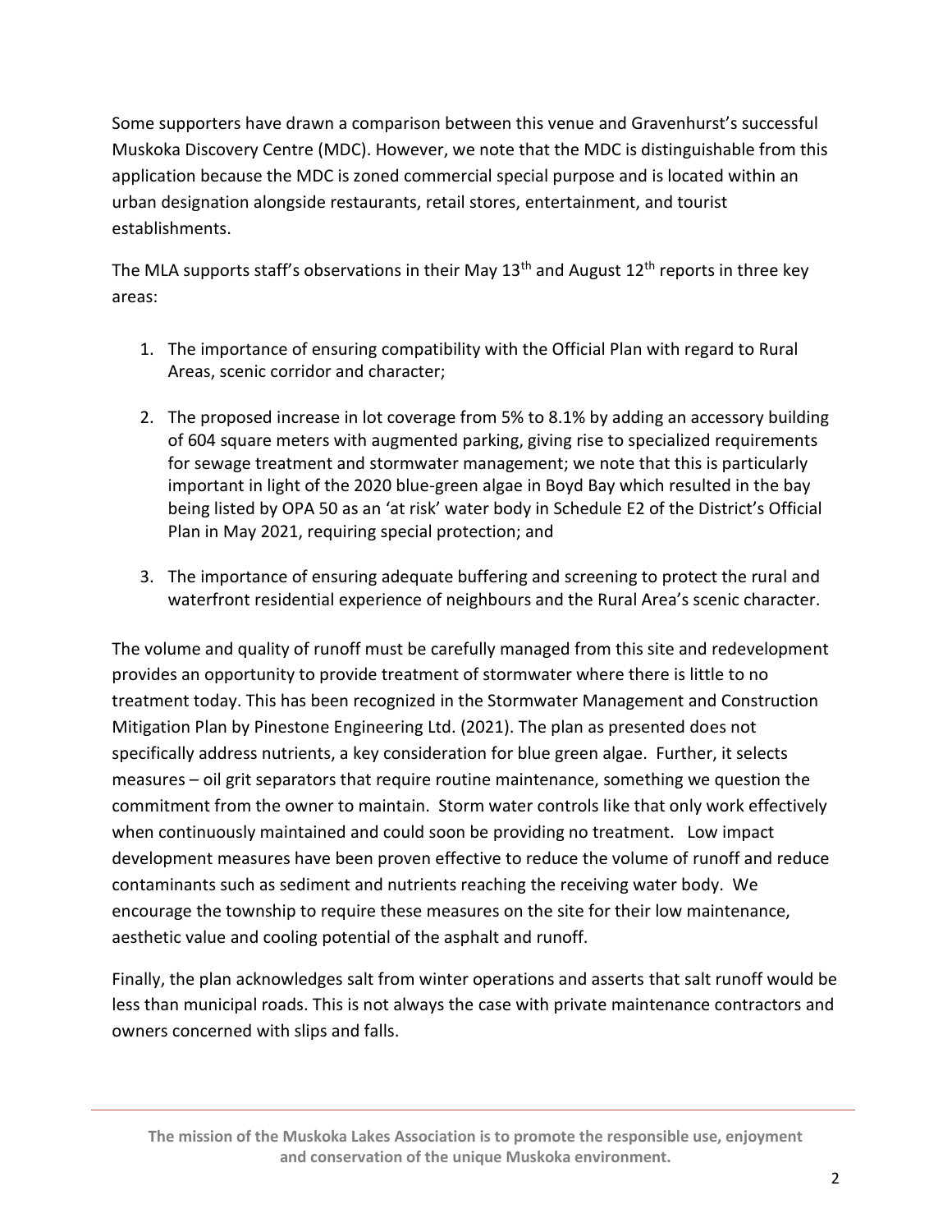Some supporters have drawn a comparison between this venue and Gravenhurst's successful Muskoka Discovery Centre (MDC). However, we note that the MDC is distinguishable from this application because the MDC is zoned commercial special purpose and is located within an urban designation alongside restaurants, retail stores, entertainment, and tourist establishments.

The MLA supports staff's observations in their May 13th and August 12th reports in three key areas:

1. The importance of ensuring compatibility with the Official Plan with regard to Rural Areas, scenic corridor and character;

2. The proposed increase in lot coverage from 5% to 8.1% by adding an accessory building of 604 square meters with augmented parking, giving rise to specialized requirements for sewage treatment and stormwater management; we note that this is particularly important in light of the 2020 blue-green algae in Boyd Bay which resulted in the bay being listed by OPA 50 as an 'at risk' water body in Schedule E2 of the District's Official Plan in May 2021, requiring special protection; and

3. The importance of ensuring adequate buffering and screening to protect the rural and waterfront residential experience of neighbours and the Rural Area's scenic character.

The volume and quality of runoff must be carefully managed from this site and redevelopment provides an opportunity to provide treatment of stormwater where there is little to no treatment today. This has been recognized in the Stormwater Management and Construction Mitigation Plan by Pinestone Engineering Ltd. (2021). The plan as presented does not specifically address nutrients, a key consideration for blue green algae. Further, it selects measures – oil grit separators that require routine maintenance, something we question the commitment from the owner to maintain. Storm water controls like that only work effectively when continuously maintained and could soon be providing no treatment. Low impact development measures have been proven effective to reduce the volume of runoff and reduce contaminants such as sediment and nutrients reaching the receiving water body. We encourage the township to require these measures on the site for their low maintenance, aesthetic value and cooling potential of the asphalt and runoff.

Finally, the plan acknowledges salt from winter operations and asserts that salt runoff would be less than municipal roads. This is not always the case with private maintenance contractors and owners concerned with slips and falls.

**The mission of the Muskoka Lakes Association is to promote the responsible use, enjoyment and conservation of the unique Muskoka environment.**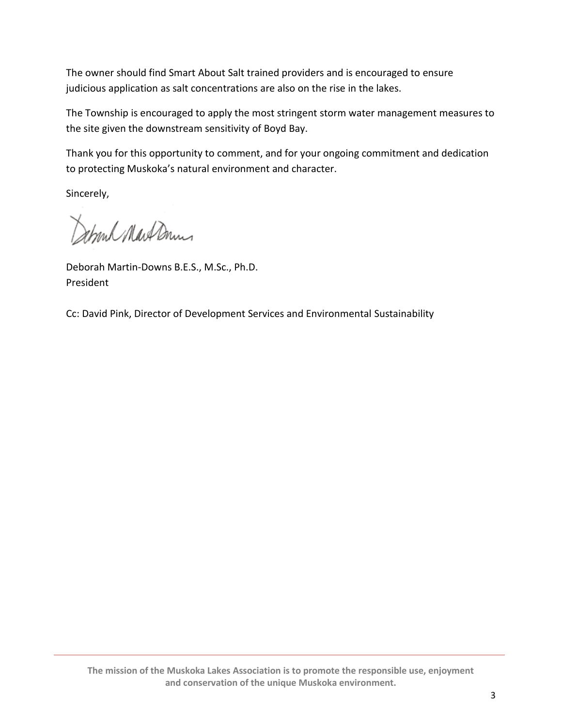The owner should find Smart About Salt trained providers and is encouraged to ensure judicious application as salt concentrations are also on the rise in the lakes.

The Township is encouraged to apply the most stringent storm water management measures to the site given the downstream sensitivity of Boyd Bay.

Thank you for this opportunity to comment, and for your ongoing commitment and dedication to protecting Muskoka's natural environment and character.

Sincerely,

Deborah Martin-Downs B.E.S., M.Sc., Ph.D.
President

Cc: David Pink, Director of Development Services and Environmental Sustainability

**The mission of the Muskoka Lakes Association is to promote the responsible use, enjoyment and conservation of the unique Muskoka environment.**